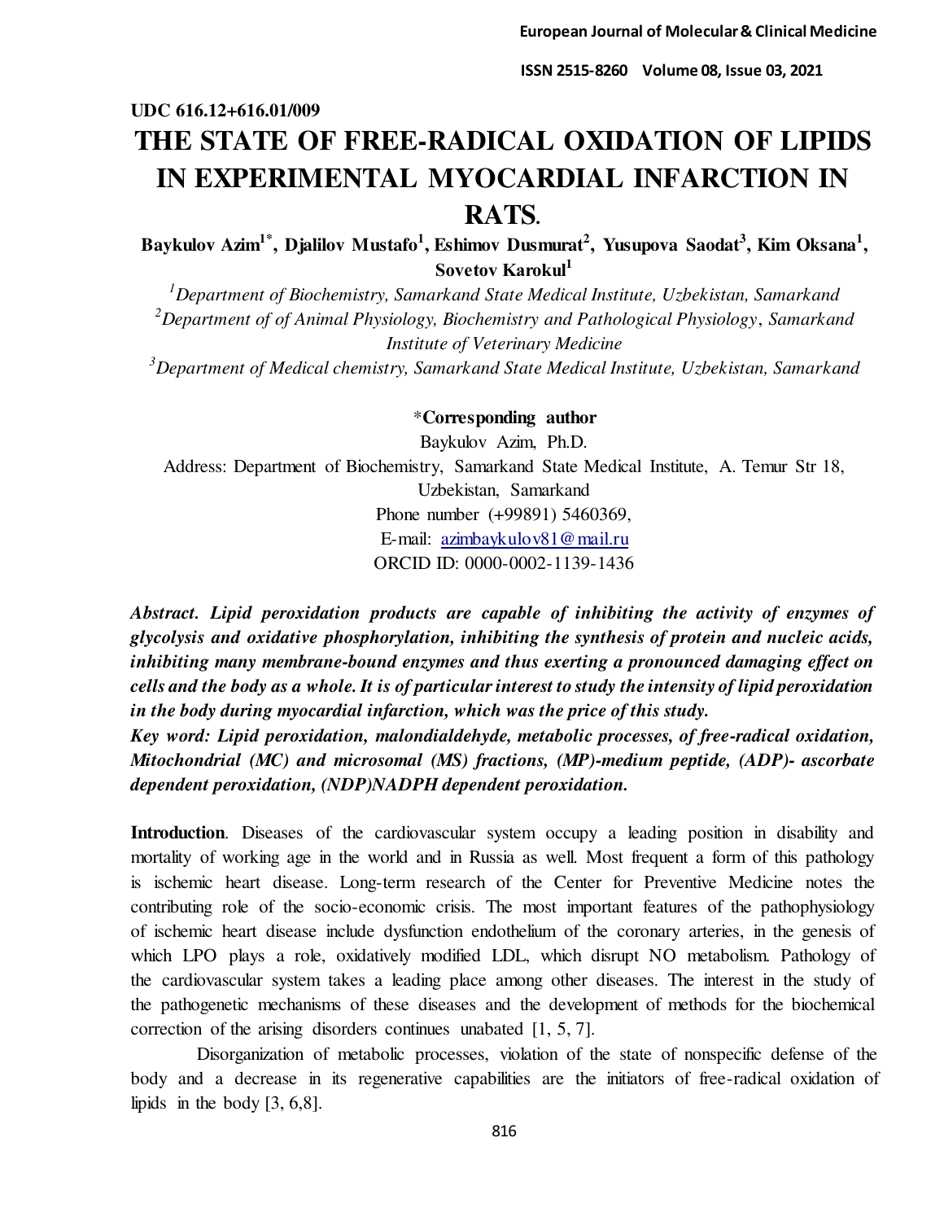**UDC 616.12+616.01/009**

# THE STATE OF FREE-RADICAL OXIDATION OF LIPIDS IN EXPERIMENTAL MYOCARDIAL INFARCTION IN RATS.

**Baykulov Azim[1]*, Djalilov Mustafo[1], Eshimov Dusmurat[2], Yusupova Saodat[3], Kim Oksana[1], Sovetov Karokul[1]**

[1]*Department of Biochemistry, Samarkand State Medical Institute, Uzbekistan, Samarkand*

[2]*Department of of Animal Physiology, Biochemistry and Pathological Physiology, Samarkand Institute of Veterinary Medicine*

[3]*Department of Medical chemistry, Samarkand State Medical Institute, Uzbekistan, Samarkand*

*__Corresponding author__

Baykulov Azim, Ph.D.

Address: Department of Biochemistry, Samarkand State Medical Institute, A. Temur Str 18, Uzbekistan, Samarkand

Phone number (+99891) 5460369,

E-mail: azimbaykulov81@mail.ru

ORCID ID: 0000-0002-1139-1436

***Abstract. Lipid peroxidation products are capable of inhibiting the activity of enzymes of glycolysis and oxidative phosphorylation, inhibiting the synthesis of protein and nucleic acids, inhibiting many membrane-bound enzymes and thus exerting a pronounced damaging effect on cells and the body as a whole. It is of particular interest to study the intensity of lipid peroxidation in the body during myocardial infarction, which was the price of this study.***

***Key word: Lipid peroxidation, malondialdehyde, metabolic processes, of free-radical oxidation, Mitochondrial (MC) and microsomal (MS) fractions, (MP)-medium peptide, (ADP)- ascorbate dependent peroxidation, (NDP)NADPH dependent peroxidation.***

**Introduction**. Diseases of the cardiovascular system occupy a leading position in disability and mortality of working age in the world and in Russia as well. Most frequent a form of this pathology is ischemic heart disease. Long-term research of the Center for Preventive Medicine notes the contributing role of the socio-economic crisis. The most important features of the pathophysiology of ischemic heart disease include dysfunction endothelium of the coronary arteries, in the genesis of which LPO plays a role, oxidatively modified LDL, which disrupt NO metabolism. Pathology of the cardiovascular system takes a leading place among other diseases. The interest in the study of the pathogenetic mechanisms of these diseases and the development of methods for the biochemical correction of the arising disorders continues unabated [1, 5, 7].

Disorganization of metabolic processes, violation of the state of nonspecific defense of the body and a decrease in its regenerative capabilities are the initiators of free-radical oxidation of lipids in the body [3, 6,8].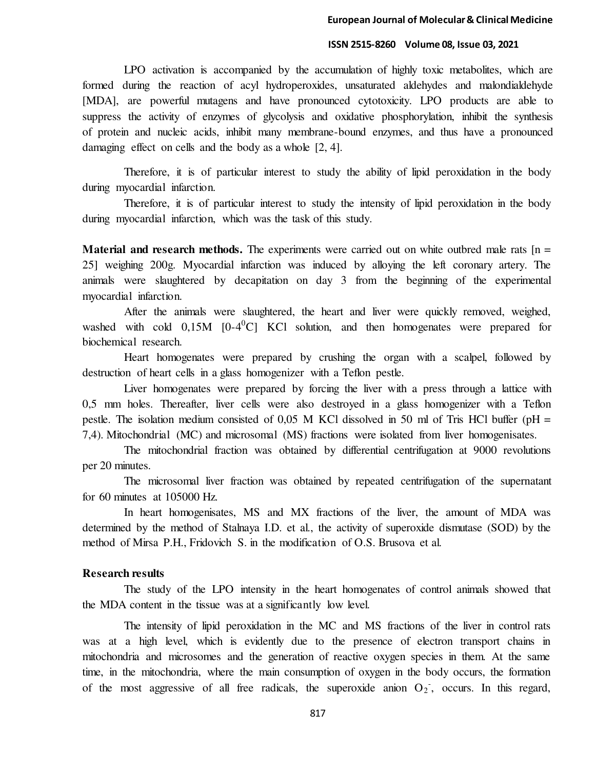LPO activation is accompanied by the accumulation of highly toxic metabolites, which are formed during the reaction of acyl hydroperoxides, unsaturated aldehydes and malondialdehyde [MDA], are powerful mutagens and have pronounced cytotoxicity. LPO products are able to suppress the activity of enzymes of glycolysis and oxidative phosphorylation, inhibit the synthesis of protein and nucleic acids, inhibit many membrane-bound enzymes, and thus have a pronounced damaging effect on cells and the body as a whole [2, 4].

Therefore, it is of particular interest to study the ability of lipid peroxidation in the body during myocardial infarction.

Therefore, it is of particular interest to study the intensity of lipid peroxidation in the body during myocardial infarction, which was the task of this study.

**Material and research methods.** The experiments were carried out on white outbred male rats [n = 25] weighing 200g. Myocardial infarction was induced by alloying the left coronary artery. The animals were slaughtered by decapitation on day 3 from the beginning of the experimental myocardial infarction.

After the animals were slaughtered, the heart and liver were quickly removed, weighed, washed with cold 0,15M [0-4$^0$C] KCl solution, and then homogenates were prepared for biochemical research.

Heart homogenates were prepared by crushing the organ with a scalpel, followed by destruction of heart cells in a glass homogenizer with a Teflon pestle.

Liver homogenates were prepared by forcing the liver with a press through a lattice with 0,5 mm holes. Thereafter, liver cells were also destroyed in a glass homogenizer with a Teflon pestle. The isolation medium consisted of 0,05 M KCl dissolved in 50 ml of Tris HCl buffer (pH = 7,4). Mitochondrial (MC) and microsomal (MS) fractions were isolated from liver homogenisates.

The mitochondrial fraction was obtained by differential centrifugation at 9000 revolutions per 20 minutes.

The microsomal liver fraction was obtained by repeated centrifugation of the supernatant for 60 minutes at 105000 Hz.

In heart homogenisates, MS and MX fractions of the liver, the amount of MDA was determined by the method of Stalnaya I.D. et al., the activity of superoxide dismutase (SOD) by the method of Mirsa P.H., Fridovich S. in the modification of O.S. Brusova et al.

**Research results**

The study of the LPO intensity in the heart homogenates of control animals showed that the MDA content in the tissue was at a significantly low level.

The intensity of lipid peroxidation in the MC and MS fractions of the liver in control rats was at a high level, which is evidently due to the presence of electron transport chains in mitochondria and microsomes and the generation of reactive oxygen species in them. At the same time, in the mitochondria, where the main consumption of oxygen in the body occurs, the formation of the most aggressive of all free radicals, the superoxide anion $O_2^-$, occurs. In this regard,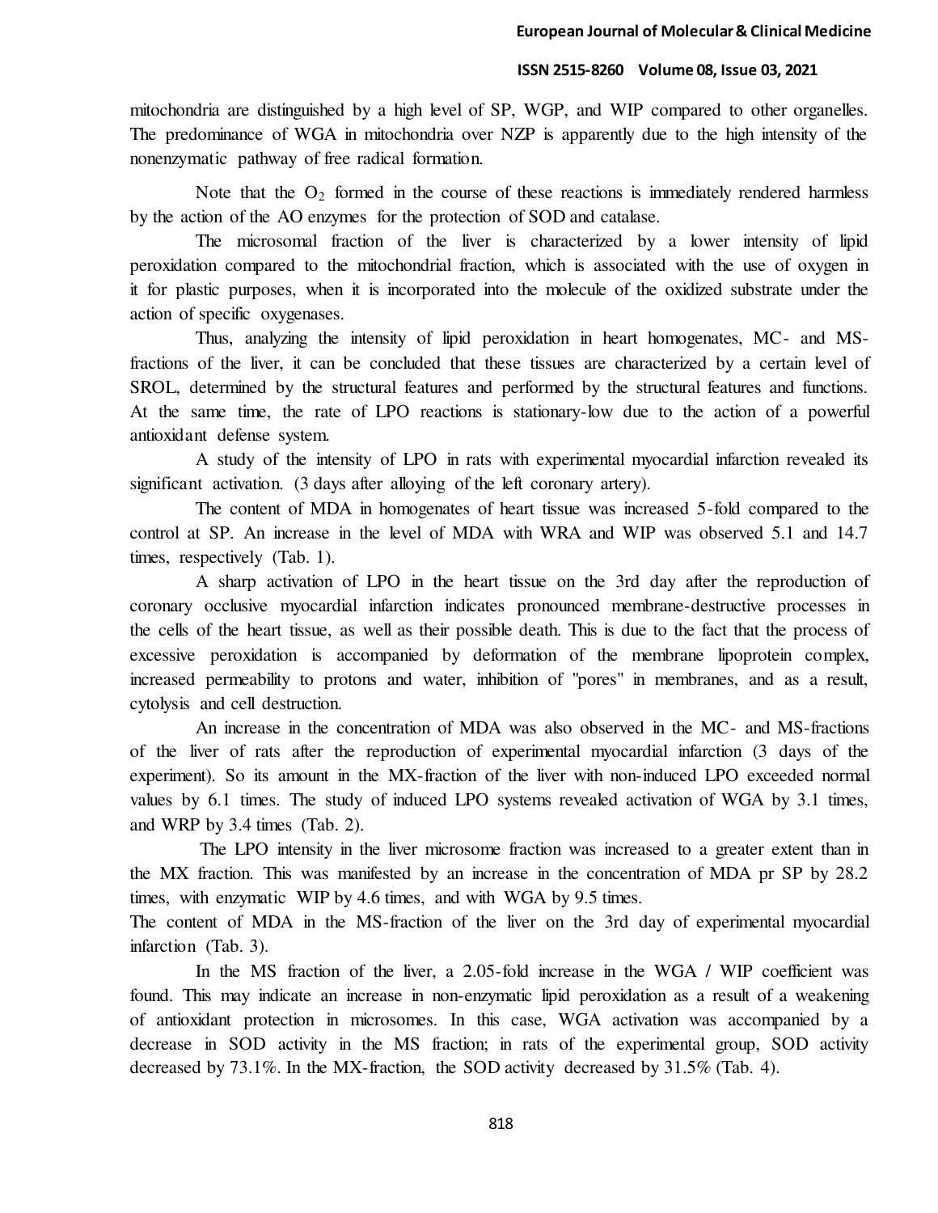mitochondria are distinguished by a high level of SP, WGP, and WIP compared to other organelles. The predominance of WGA in mitochondria over NZP is apparently due to the high intensity of the nonenzymatic pathway of free radical formation.

Note that the $O_2$ formed in the course of these reactions is immediately rendered harmless by the action of the AO enzymes for the protection of SOD and catalase.

The microsomal fraction of the liver is characterized by a lower intensity of lipid peroxidation compared to the mitochondrial fraction, which is associated with the use of oxygen in it for plastic purposes, when it is incorporated into the molecule of the oxidized substrate under the action of specific oxygenases.

Thus, analyzing the intensity of lipid peroxidation in heart homogenates, MC- and MS-fractions of the liver, it can be concluded that these tissues are characterized by a certain level of SROL, determined by the structural features and performed by the structural features and functions. At the same time, the rate of LPO reactions is stationary-low due to the action of a powerful antioxidant defense system.

A study of the intensity of LPO in rats with experimental myocardial infarction revealed its significant activation. (3 days after alloying of the left coronary artery).

The content of MDA in homogenates of heart tissue was increased 5-fold compared to the control at SP. An increase in the level of MDA with WRA and WIP was observed 5.1 and 14.7 times, respectively (Tab. 1).

A sharp activation of LPO in the heart tissue on the 3rd day after the reproduction of coronary occlusive myocardial infarction indicates pronounced membrane-destructive processes in the cells of the heart tissue, as well as their possible death. This is due to the fact that the process of excessive peroxidation is accompanied by deformation of the membrane lipoprotein complex, increased permeability to protons and water, inhibition of "pores" in membranes, and as a result, cytolysis and cell destruction.

An increase in the concentration of MDA was also observed in the MC- and MS-fractions of the liver of rats after the reproduction of experimental myocardial infarction (3 days of the experiment). So its amount in the MX-fraction of the liver with non-induced LPO exceeded normal values by 6.1 times. The study of induced LPO systems revealed activation of WGA by 3.1 times, and WRP by 3.4 times (Tab. 2).

The LPO intensity in the liver microsome fraction was increased to a greater extent than in the MX fraction. This was manifested by an increase in the concentration of MDA pr SP by 28.2 times, with enzymatic WIP by 4.6 times, and with WGA by 9.5 times.

The content of MDA in the MS-fraction of the liver on the 3rd day of experimental myocardial infarction (Tab. 3).

In the MS fraction of the liver, a 2.05-fold increase in the WGA / WIP coefficient was found. This may indicate an increase in non-enzymatic lipid peroxidation as a result of a weakening of antioxidant protection in microsomes. In this case, WGA activation was accompanied by a decrease in SOD activity in the MS fraction; in rats of the experimental group, SOD activity decreased by 73.1%. In the MX-fraction, the SOD activity decreased by 31.5% (Tab. 4).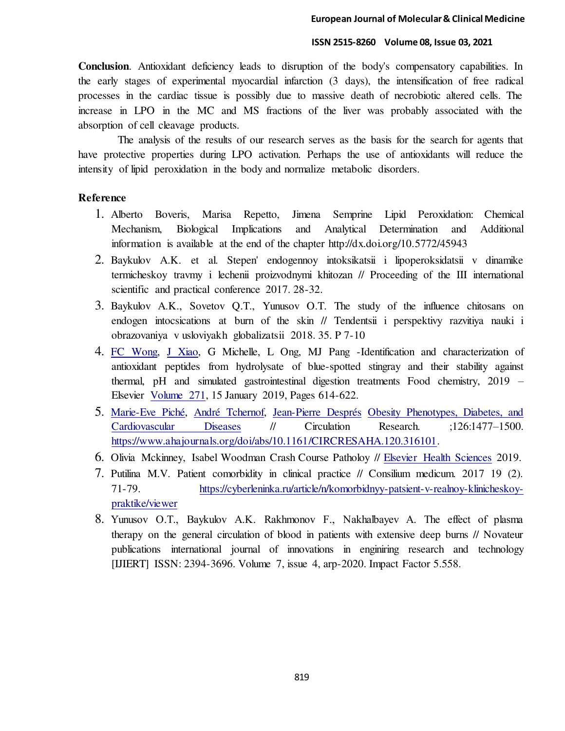**Conclusion**. Antioxidant deficiency leads to disruption of the body's compensatory capabilities. In the early stages of experimental myocardial infarction (3 days), the intensification of free radical processes in the cardiac tissue is possibly due to massive death of necrobiotic altered cells. The increase in LPO in the MC and MS fractions of the liver was probably associated with the absorption of cell cleavage products.

The analysis of the results of our research serves as the basis for the search for agents that have protective properties during LPO activation. Perhaps the use of antioxidants will reduce the intensity of lipid peroxidation in the body and normalize metabolic disorders.

## Reference

1. Alberto Boveris, Marisa Repetto, Jimena Semprine Lipid Peroxidation: Chemical Mechanism, Biological Implications and Analytical Determination and Additional information is available at the end of the chapter http://dx.doi.org/10.5772/45943
2. Baykulov A.K. et al. Stepen' endogennoy intoksikatsii i lipoperoksidatsii v dinamike termicheskoy travmy i lechenii proizvodnymi khitozan // Proceeding of the III international scientific and practical conference 2017. 28-32.
3. Baykulov A.K., Sovetov Q.T., Yunusov O.T. The study of the influence chitosans on endogen intocsications at burn of the skin // Tendentsii i perspektivy razvitiya nauki i obrazovaniya v usloviyakh globalizatsii 2018. 35. P 7-10
4. FC Wong, J Xiao, G Michelle, L Ong, MJ Pang -Identification and characterization of antioxidant peptides from hydrolysate of blue-spotted stingray and their stability against thermal, pH and simulated gastrointestinal digestion treatments Food chemistry, 2019 – Elsevier Volume 271, 15 January 2019, Pages 614-622.
5. Marie-Eve Piché, André Tchernof, Jean-Pierre Després Obesity Phenotypes, Diabetes, and Cardiovascular Diseases // Circulation Research. ;126:1477–1500. https://www.ahajournals.org/doi/abs/10.1161/CIRCRESAHA.120.316101.
6. Olivia Mckinney, Isabel Woodman Crash Course Patholoy // Elsevier Health Sciences 2019.
7. Putilina M.V. Patient comorbidity in clinical practice // Consilium medicum. 2017 19 (2). 71-79. https://cyberleninka.ru/article/n/komorbidnyy-patsient-v-realnoy-klinicheskoy-praktike/viewer
8. Yunusov O.T., Baykulov A.K. Rakhmonov F., Nakhalbayev A. The effect of plasma therapy on the general circulation of blood in patients with extensive deep burns // Novateur publications international journal of innovations in enginiring research and technology [IJIERT] ISSN: 2394-3696. Volume 7, issue 4, arp-2020. Impact Factor 5.558.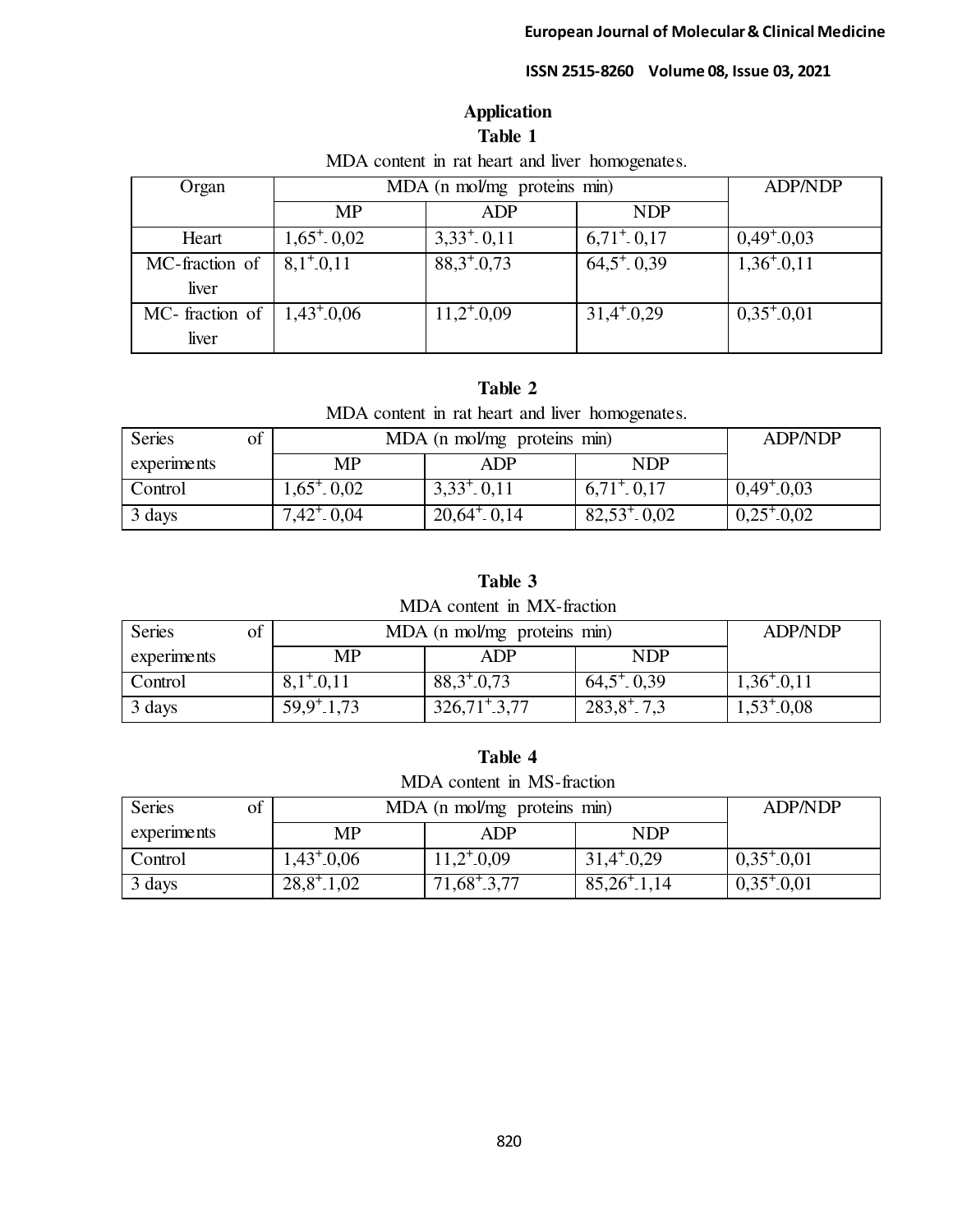## Application

**Table 1**

MDA content in rat heart and liver homogenates.

| Organ | MDA (n mol/mg proteins min) | | | ADP/NDP |
|---|---|---|---|---|
| | MP | ADP | NDP | |
| Heart | 1,65 ± 0,02 | 3,33 ± 0,11 | 6,71 ± 0,17 | 0,49 ± 0,03 |
| MC-fraction of liver | 8,1 ± 0,11 | 88,3 ± 0,73 | 64,5 ± 0,39 | 1,36 ± 0,11 |
| MC- fraction of liver | 1,43 ± 0,06 | 11,2 ± 0,09 | 31,4 ± 0,29 | 0,35 ± 0,01 |

**Table 2**

MDA content in rat heart and liver homogenates.

| Series of experiments | MDA (n mol/mg proteins min) | | | ADP/NDP |
|---|---|---|---|---|
| | MP | ADP | NDP | |
| Control | 1,65 ± 0,02 | 3,33 ± 0,11 | 6,71 ± 0,17 | 0,49 ± 0,03 |
| 3 days | 7,42 ± 0,04 | 20,64 ± 0,14 | 82,53 ± 0,02 | 0,25 ± 0,02 |

**Table 3**

MDA content in MX-fraction

| Series of experiments | MDA (n mol/mg proteins min) | | | ADP/NDP |
|---|---|---|---|---|
| | MP | ADP | NDP | |
| Control | 8,1 ± 0,11 | 88,3 ± 0,73 | 64,5 ± 0,39 | 1,36 ± 0,11 |
| 3 days | 59,9 ± 1,73 | 326,71 ± 3,77 | 283,8 ± 7,3 | 1,53 ± 0,08 |

**Table 4**

MDA content in MS-fraction

| Series of experiments | MDA (n mol/mg proteins min) | | | ADP/NDP |
|---|---|---|---|---|
| | MP | ADP | NDP | |
| Control | 1,43 ± 0,06 | 11,2 ± 0,09 | 31,4 ± 0,29 | 0,35 ± 0,01 |
| 3 days | 28,8 ± 1,02 | 71,68 ± 3,77 | 85,26 ± 1,14 | 0,35 ± 0,01 |